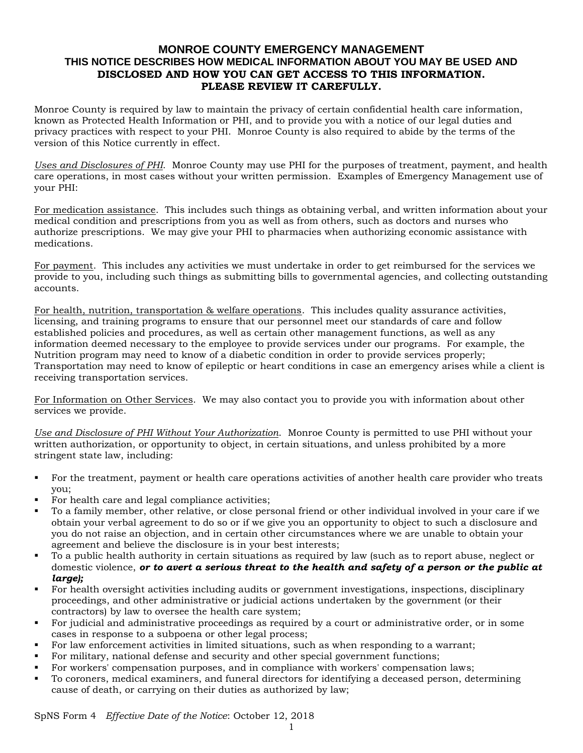# MONROE COUNTY EMERGENCY MANAGEMENT

## THIS NOTICE DESCRIBES HOW MEDICAL INFORMATION ABOUT YOU MAY BE USED AND DISCLOSED AND HOW YOU CAN GET ACCESS TO THIS INFORMATION. PLEASE REVIEW IT CAREFULLY.

Monroe County is required by law to maintain the privacy of certain confidential health care information, known as Protected Health Information or PHI, and to provide you with a notice of our legal duties and privacy practices with respect to your PHI. Monroe County is also required to abide by the terms of the version of this Notice currently in effect.

*Uses and Disclosures of PHI*. Monroe County may use PHI for the purposes of treatment, payment, and health care operations, in most cases without your written permission. Examples of Emergency Management use of your PHI:

For medication assistance. This includes such things as obtaining verbal, and written information about your medical condition and prescriptions from you as well as from others, such as doctors and nurses who authorize prescriptions. We may give your PHI to pharmacies when authorizing economic assistance with medications.

For payment. This includes any activities we must undertake in order to get reimbursed for the services we provide to you, including such things as submitting bills to governmental agencies, and collecting outstanding accounts.

For health, nutrition, transportation & welfare operations. This includes quality assurance activities, licensing, and training programs to ensure that our personnel meet our standards of care and follow established policies and procedures, as well as certain other management functions, as well as any information deemed necessary to the employee to provide services under our programs. For example, the Nutrition program may need to know of a diabetic condition in order to provide services properly; Transportation may need to know of epileptic or heart conditions in case an emergency arises while a client is receiving transportation services.

For Information on Other Services. We may also contact you to provide you with information about other services we provide.

*Use and Disclosure of PHI Without Your Authorization*. Monroe County is permitted to use PHI without your written authorization, or opportunity to object, in certain situations, and unless prohibited by a more stringent state law, including:

- For the treatment, payment or health care operations activities of another health care provider who treats you;
- For health care and legal compliance activities;
- To a family member, other relative, or close personal friend or other individual involved in your care if we obtain your verbal agreement to do so or if we give you an opportunity to object to such a disclosure and you do not raise an objection, and in certain other circumstances where we are unable to obtain your agreement and believe the disclosure is in your best interests;
- To a public health authority in certain situations as required by law (such as to report abuse, neglect or domestic violence, ***or to avert a serious threat to the health and safety of a person or the public at large);***
- For health oversight activities including audits or government investigations, inspections, disciplinary proceedings, and other administrative or judicial actions undertaken by the government (or their contractors) by law to oversee the health care system;
- For judicial and administrative proceedings as required by a court or administrative order, or in some cases in response to a subpoena or other legal process;
- For law enforcement activities in limited situations, such as when responding to a warrant;
- For military, national defense and security and other special government functions;
- For workers' compensation purposes, and in compliance with workers' compensation laws;
- To coroners, medical examiners, and funeral directors for identifying a deceased person, determining cause of death, or carrying on their duties as authorized by law;

SpNS Form 4 *Effective Date of the Notice*: October 12, 2018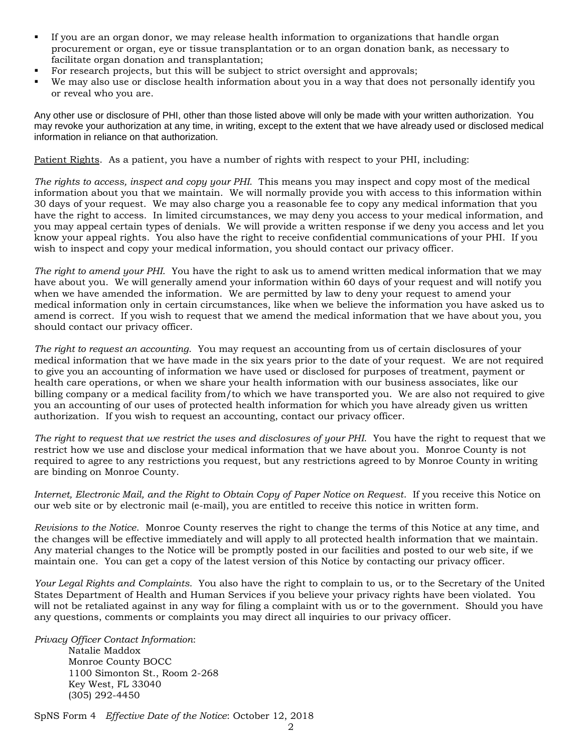- If you are an organ donor, we may release health information to organizations that handle organ procurement or organ, eye or tissue transplantation or to an organ donation bank, as necessary to facilitate organ donation and transplantation;
- For research projects, but this will be subject to strict oversight and approvals;
- We may also use or disclose health information about you in a way that does not personally identify you or reveal who you are.

Any other use or disclosure of PHI, other than those listed above will only be made with your written authorization. You may revoke your authorization at any time, in writing, except to the extent that we have already used or disclosed medical information in reliance on that authorization.

Patient Rights. As a patient, you have a number of rights with respect to your PHI, including:

*The rights to access, inspect and copy your PHI.* This means you may inspect and copy most of the medical information about you that we maintain. We will normally provide you with access to this information within 30 days of your request. We may also charge you a reasonable fee to copy any medical information that you have the right to access. In limited circumstances, we may deny you access to your medical information, and you may appeal certain types of denials. We will provide a written response if we deny you access and let you know your appeal rights. You also have the right to receive confidential communications of your PHI. If you wish to inspect and copy your medical information, you should contact our privacy officer.

*The right to amend your PHI.* You have the right to ask us to amend written medical information that we may have about you. We will generally amend your information within 60 days of your request and will notify you when we have amended the information. We are permitted by law to deny your request to amend your medical information only in certain circumstances, like when we believe the information you have asked us to amend is correct. If you wish to request that we amend the medical information that we have about you, you should contact our privacy officer.

*The right to request an accounting.* You may request an accounting from us of certain disclosures of your medical information that we have made in the six years prior to the date of your request. We are not required to give you an accounting of information we have used or disclosed for purposes of treatment, payment or health care operations, or when we share your health information with our business associates, like our billing company or a medical facility from/to which we have transported you. We are also not required to give you an accounting of our uses of protected health information for which you have already given us written authorization. If you wish to request an accounting, contact our privacy officer.

*The right to request that we restrict the uses and disclosures of your PHI.* You have the right to request that we restrict how we use and disclose your medical information that we have about you. Monroe County is not required to agree to any restrictions you request, but any restrictions agreed to by Monroe County in writing are binding on Monroe County.

*Internet, Electronic Mail, and the Right to Obtain Copy of Paper Notice on Request.* If you receive this Notice on our web site or by electronic mail (e-mail), you are entitled to receive this notice in written form.

*Revisions to the Notice.* Monroe County reserves the right to change the terms of this Notice at any time, and the changes will be effective immediately and will apply to all protected health information that we maintain. Any material changes to the Notice will be promptly posted in our facilities and posted to our web site, if we maintain one. You can get a copy of the latest version of this Notice by contacting our privacy officer.

*Your Legal Rights and Complaints.* You also have the right to complain to us, or to the Secretary of the United States Department of Health and Human Services if you believe your privacy rights have been violated. You will not be retaliated against in any way for filing a complaint with us or to the government. Should you have any questions, comments or complaints you may direct all inquiries to our privacy officer.

*Privacy Officer Contact Information*:

Natalie Maddox
Monroe County BOCC
1100 Simonton St., Room 2-268
Key West, FL 33040
(305) 292-4450

SpNS Form 4 *Effective Date of the Notice*: October 12, 2018